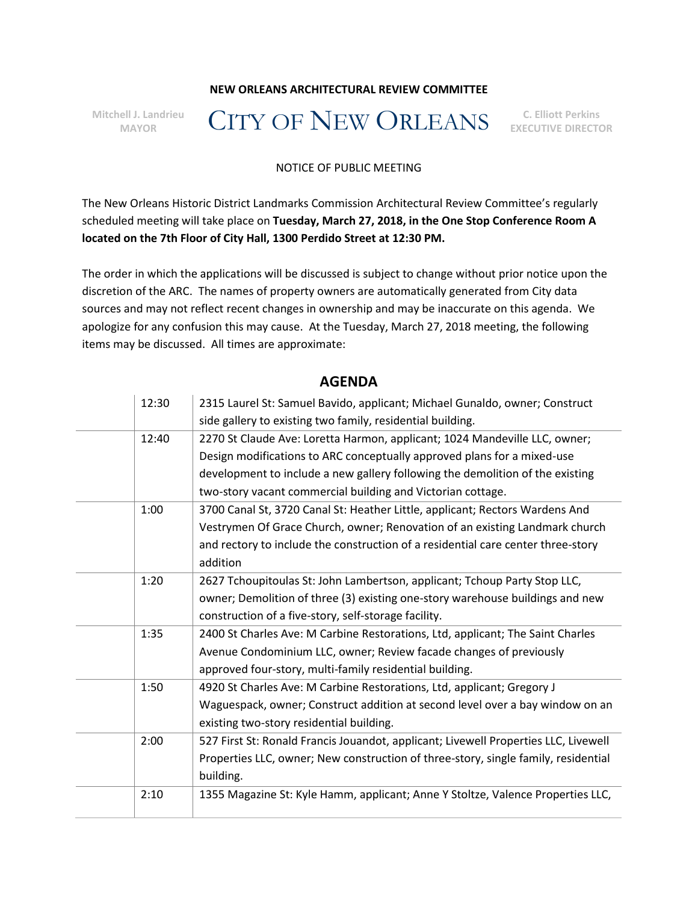**NEW ORLEANS ARCHITECTURAL REVIEW COMMITTEE**

**Mitchell J. Landrieu**
**MAYOR**

# CITY OF NEW ORLEANS

**C. Elliott Perkins**
**EXECUTIVE DIRECTOR**

NOTICE OF PUBLIC MEETING

The New Orleans Historic District Landmarks Commission Architectural Review Committee's regularly scheduled meeting will take place on **Tuesday, March 27, 2018, in the One Stop Conference Room A located on the 7th Floor of City Hall, 1300 Perdido Street at 12:30 PM.**

The order in which the applications will be discussed is subject to change without prior notice upon the discretion of the ARC. The names of property owners are automatically generated from City data sources and may not reflect recent changes in ownership and may be inaccurate on this agenda. We apologize for any confusion this may cause. At the Tuesday, March 27, 2018 meeting, the following items may be discussed. All times are approximate:

## AGENDA

| | | |
|---|---|---|
| | 12:30 | 2315 Laurel St: Samuel Bavido, applicant; Michael Gunaldo, owner; Construct side gallery to existing two family, residential building. |
| | 12:40 | 2270 St Claude Ave: Loretta Harmon, applicant; 1024 Mandeville LLC, owner; Design modifications to ARC conceptually approved plans for a mixed-use development to include a new gallery following the demolition of the existing two-story vacant commercial building and Victorian cottage. |
| | 1:00 | 3700 Canal St, 3720 Canal St: Heather Little, applicant; Rectors Wardens And Vestrymen Of Grace Church, owner; Renovation of an existing Landmark church and rectory to include the construction of a residential care center three-story addition |
| | 1:20 | 2627 Tchoupitoulas St: John Lambertson, applicant; Tchoup Party Stop LLC, owner; Demolition of three (3) existing one-story warehouse buildings and new construction of a five-story, self-storage facility. |
| | 1:35 | 2400 St Charles Ave: M Carbine Restorations, Ltd, applicant; The Saint Charles Avenue Condominium LLC, owner; Review facade changes of previously approved four-story, multi-family residential building. |
| | 1:50 | 4920 St Charles Ave: M Carbine Restorations, Ltd, applicant; Gregory J Waguespack, owner; Construct addition at second level over a bay window on an existing two-story residential building. |
| | 2:00 | 527 First St: Ronald Francis Jouandot, applicant; Livewell Properties LLC, Livewell Properties LLC, owner; New construction of three-story, single family, residential building. |
| | 2:10 | 1355 Magazine St: Kyle Hamm, applicant; Anne Y Stoltze, Valence Properties LLC, |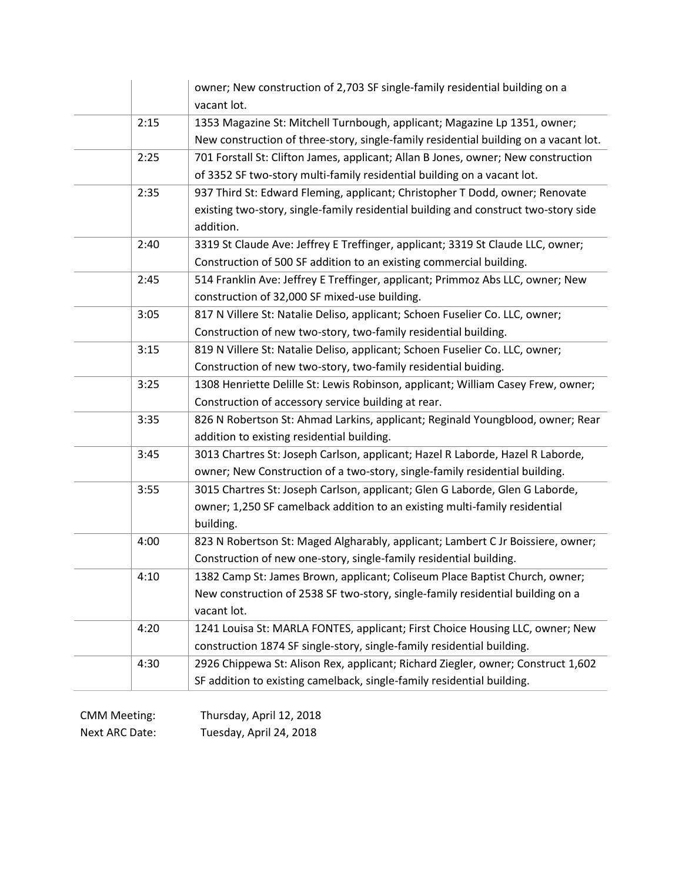| | | |
|---|---|---|
| | | owner; New construction of 2,703 SF single-family residential building on a vacant lot. |
| | 2:15 | 1353 Magazine St: Mitchell Turnbough, applicant; Magazine Lp 1351, owner; New construction of three-story, single-family residential building on a vacant lot. |
| | 2:25 | 701 Forstall St: Clifton James, applicant; Allan B Jones, owner; New construction of 3352 SF two-story multi-family residential building on a vacant lot. |
| | 2:35 | 937 Third St: Edward Fleming, applicant; Christopher T Dodd, owner; Renovate existing two-story, single-family residential building and construct two-story side addition. |
| | 2:40 | 3319 St Claude Ave: Jeffrey E Treffinger, applicant; 3319 St Claude LLC, owner; Construction of 500 SF addition to an existing commercial building. |
| | 2:45 | 514 Franklin Ave: Jeffrey E Treffinger, applicant; Primmoz Abs LLC, owner; New construction of 32,000 SF mixed-use building. |
| | 3:05 | 817 N Villere St: Natalie Deliso, applicant; Schoen Fuselier Co. LLC, owner; Construction of new two-story, two-family residential building. |
| | 3:15 | 819 N Villere St: Natalie Deliso, applicant; Schoen Fuselier Co. LLC, owner; Construction of new two-story, two-family residential buiding. |
| | 3:25 | 1308 Henriette Delille St: Lewis Robinson, applicant; William Casey Frew, owner; Construction of accessory service building at rear. |
| | 3:35 | 826 N Robertson St: Ahmad Larkins, applicant; Reginald Youngblood, owner; Rear addition to existing residential building. |
| | 3:45 | 3013 Chartres St: Joseph Carlson, applicant; Hazel R Laborde, Hazel R Laborde, owner; New Construction of a two-story, single-family residential building. |
| | 3:55 | 3015 Chartres St: Joseph Carlson, applicant; Glen G Laborde, Glen G Laborde, owner; 1,250 SF camelback addition to an existing multi-family residential building. |
| | 4:00 | 823 N Robertson St: Maged Algharably, applicant; Lambert C Jr Boissiere, owner; Construction of new one-story, single-family residential building. |
| | 4:10 | 1382 Camp St: James Brown, applicant; Coliseum Place Baptist Church, owner; New construction of 2538 SF two-story, single-family residential building on a vacant lot. |
| | 4:20 | 1241 Louisa St: MARLA FONTES, applicant; First Choice Housing LLC, owner; New construction 1874 SF single-story, single-family residential building. |
| | 4:30 | 2926 Chippewa St: Alison Rex, applicant; Richard Ziegler, owner; Construct 1,602 SF addition to existing camelback, single-family residential building. |

CMM Meeting: Thursday, April 12, 2018

Next ARC Date: Tuesday, April 24, 2018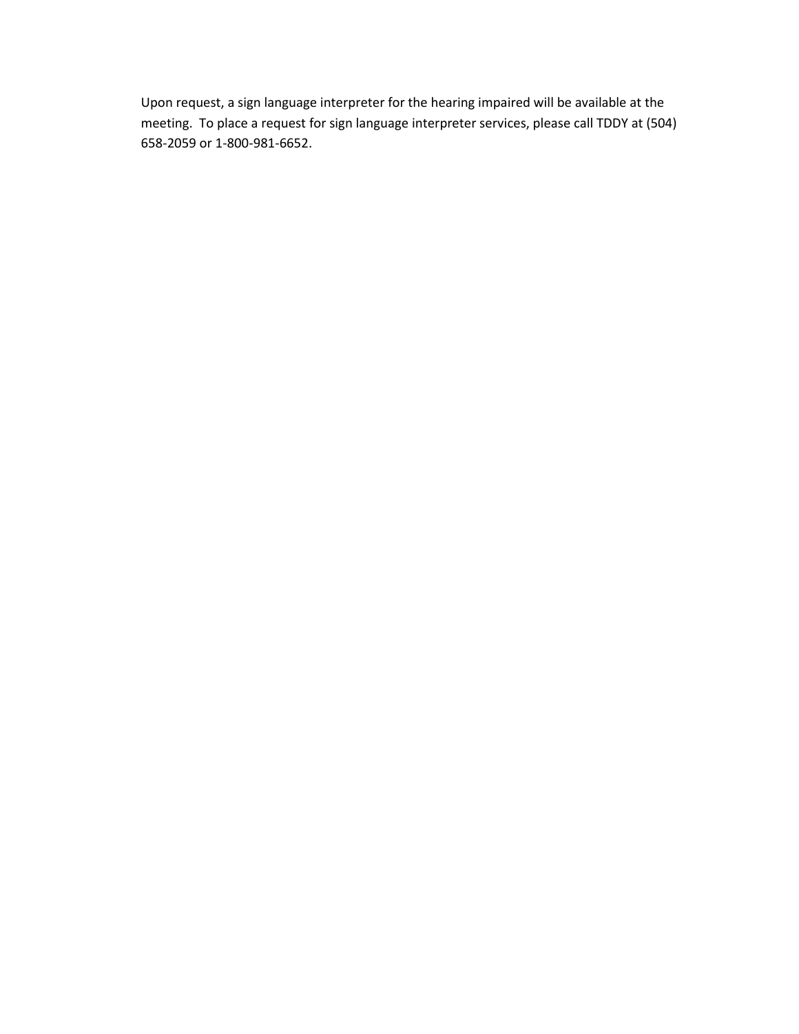Upon request, a sign language interpreter for the hearing impaired will be available at the meeting. To place a request for sign language interpreter services, please call TDDY at (504) 658-2059 or 1-800-981-6652.